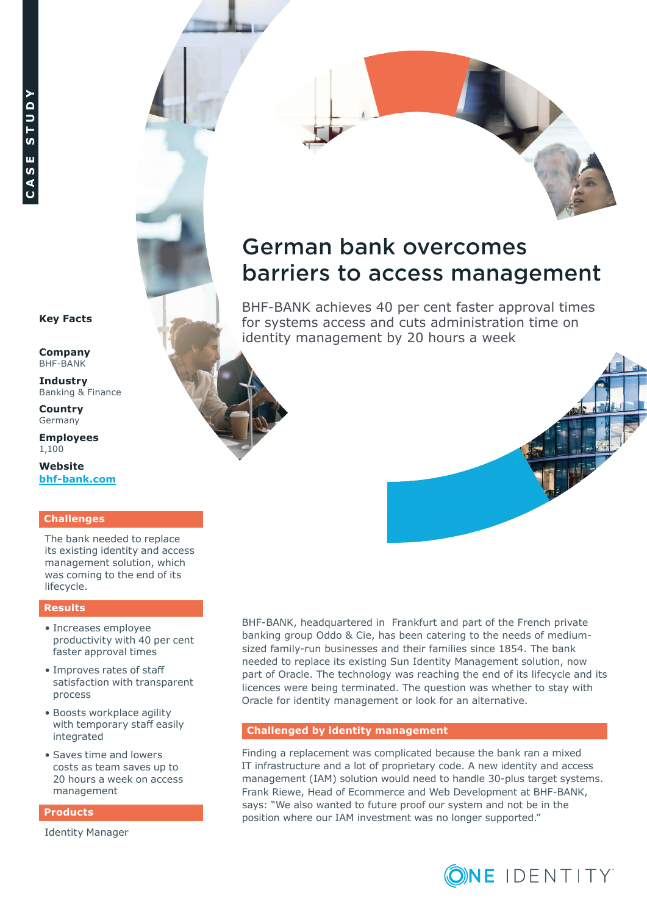CASE STUDY

# German bank overcomes barriers to access management

BHF-BANK achieves 40 per cent faster approval times for systems access and cuts administration time on identity management by 20 hours a week

**Key Facts**

**Company**
BHF-BANK

**Industry**
Banking & Finance

**Country**
Germany

**Employees**
1,100

**Website**
[bhf-bank.com](bhf-bank.com)

## Challenges

The bank needed to replace its existing identity and access management solution, which was coming to the end of its lifecycle.

## Results

- Increases employee productivity with 40 per cent faster approval times
- Improves rates of staff satisfaction with transparent process
- Boosts workplace agility with temporary staff easily integrated
- Saves time and lowers costs as team saves up to 20 hours a week on access management

## Products

Identity Manager

BHF-BANK, headquartered in Frankfurt and part of the French private banking group Oddo & Cie, has been catering to the needs of medium-sized family-run businesses and their families since 1854. The bank needed to replace its existing Sun Identity Management solution, now part of Oracle. The technology was reaching the end of its lifecycle and its licences were being terminated. The question was whether to stay with Oracle for identity management or look for an alternative.

## Challenged by identity management

Finding a replacement was complicated because the bank ran a mixed IT infrastructure and a lot of proprietary code. A new identity and access management (IAM) solution would need to handle 30-plus target systems. Frank Riewe, Head of Ecommerce and Web Development at BHF-BANK, says: "We also wanted to future proof our system and not be in the position where our IAM investment was no longer supported."

ONE IDENTITY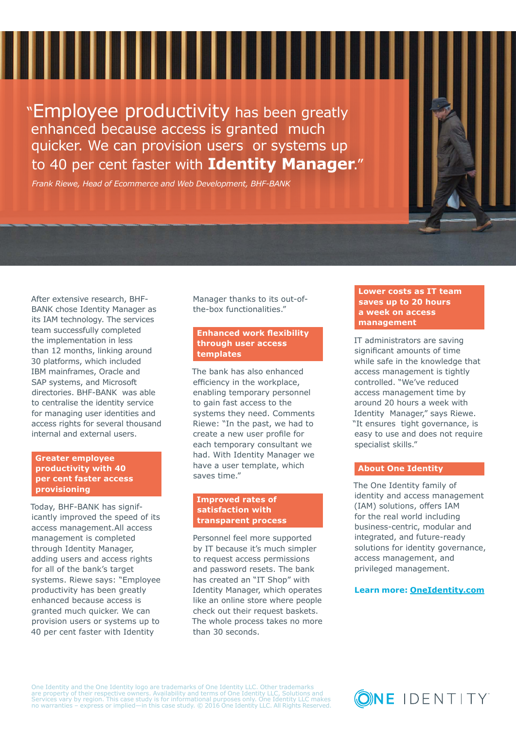> "Employee productivity has been greatly enhanced because access is granted much quicker. We can provision users or systems up to 40 per cent faster with **Identity Manager**."
>
> *Frank Riewe, Head of Ecommerce and Web Development, BHF-BANK*

After extensive research, BHF-BANK chose Identity Manager as its IAM technology. The services team successfully completed the implementation in less than 12 months, linking around 30 platforms, which included IBM mainframes, Oracle and SAP systems, and Microsoft directories. BHF-BANK was able to centralise the identity service for managing user identities and access rights for several thousand internal and external users.

## Greater employee productivity with 40 per cent faster access provisioning

Today, BHF-BANK has significantly improved the speed of its access management.All access management is completed through Identity Manager, adding users and access rights for all of the bank's target systems. Riewe says: "Employee productivity has been greatly enhanced because access is granted much quicker. We can provision users or systems up to 40 per cent faster with Identity Manager thanks to its out-of-the-box functionalities."

## Enhanced work flexibility through user access templates

The bank has also enhanced efficiency in the workplace, enabling temporary personnel to gain fast access to the systems they need. Comments Riewe: "In the past, we had to create a new user profile for each temporary consultant we had. With Identity Manager we have a user template, which saves time."

## Improved rates of satisfaction with transparent process

Personnel feel more supported by IT because it's much simpler to request access permissions and password resets. The bank has created an "IT Shop" with Identity Manager, which operates like an online store where people check out their request baskets. The whole process takes no more than 30 seconds.

## Lower costs as IT team saves up to 20 hours a week on access management

IT administrators are saving significant amounts of time while safe in the knowledge that access management is tightly controlled. "We've reduced access management time by around 20 hours a week with Identity Manager," says Riewe. "It ensures tight governance, is easy to use and does not require specialist skills."

## About One Identity

The One Identity family of identity and access management (IAM) solutions, offers IAM for the real world including business-centric, modular and integrated, and future-ready solutions for identity governance, access management, and privileged management.

**Learn more: [OneIdentity.com](https://OneIdentity.com)**

One Identity and the One Identity logo are trademarks of One Identity LLC. Other trademarks are property of their respective owners. Availability and terms of One Identity LLC, Solutions and Services vary by region. This case study is for informational purposes only. One Identity LLC makes no warranties – express or implied—in this case study. © 2016 One Identity LLC. All Rights Reserved.

ONE IDENTITY